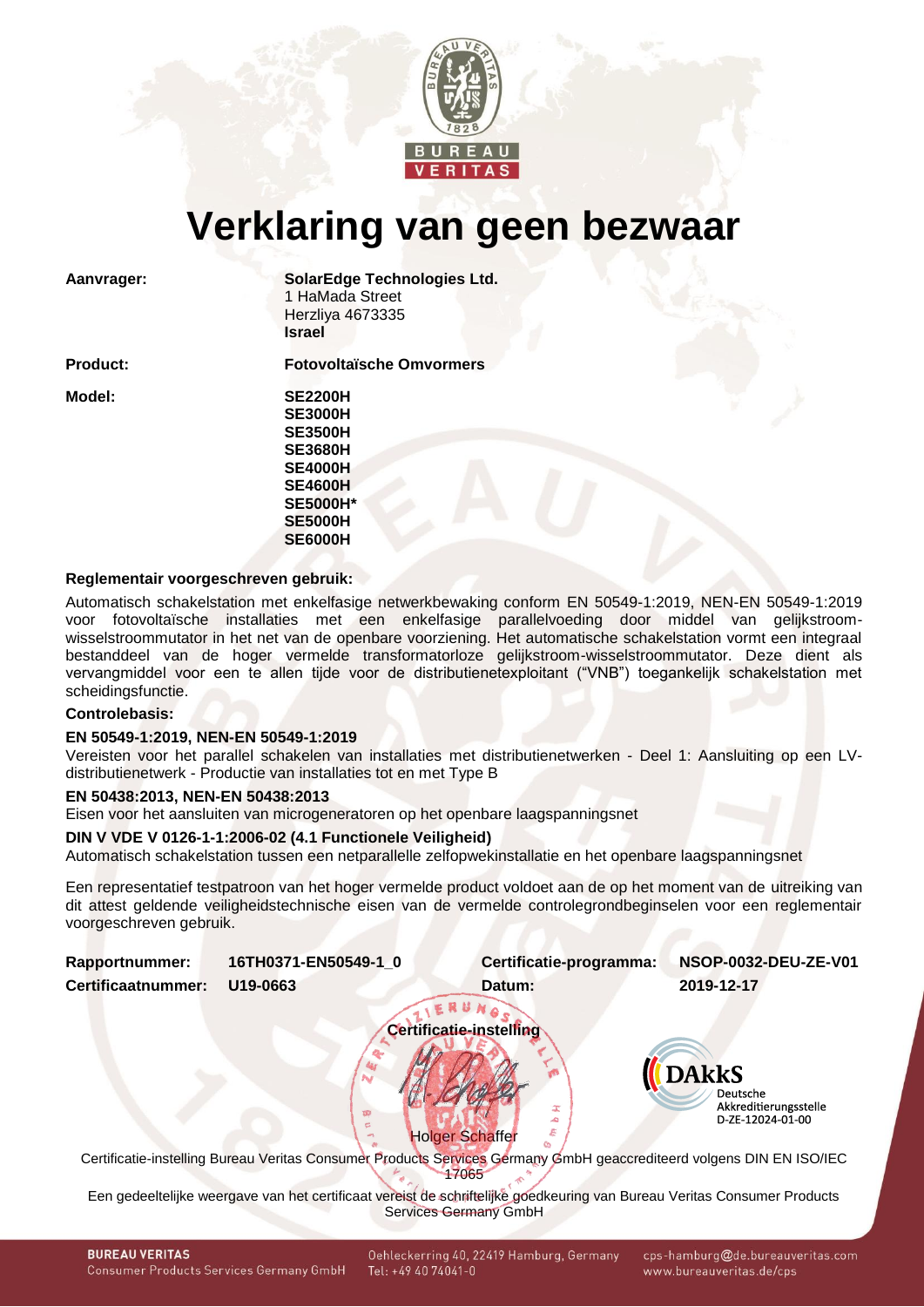# Verklaring van geen bezwaar

**Aanvrager:** **SolarEdge Technologies Ltd.**
1 HaMada Street
Herzliya 4673335
**Israel**

**Product:** **Fotovoltaïsche Omvormers**

**Model:**
**SE2200H**
**SE3000H**
**SE3500H**
**SE3680H**
**SE4000H**
**SE4600H**
**SE5000H***
**SE5000H**
**SE6000H**

**Reglementair voorgeschreven gebruik:**

Automatisch schakelstation met enkelfasige netwerkbewaking conform EN 50549-1:2019, NEN-EN 50549-1:2019 voor fotovoltaïsche installaties met een enkelfasige parallelvoeding door middel van gelijkstroom-wisselstroommutator in het net van de openbare voorziening. Het automatische schakelstation vormt een integraal bestanddeel van de hoger vermelde transformatorloze gelijkstroom-wisselstroommutator. Deze dient als vervangmiddel voor een te allen tijde voor de distributienetexploitant ("VNB") toegankelijk schakelstation met scheidingsfunctie.

**Controlebasis:**

**EN 50549-1:2019, NEN-EN 50549-1:2019**
Vereisten voor het parallel schakelen van installaties met distributienetwerken - Deel 1: Aansluiting op een LV-distributienetwerk - Productie van installaties tot en met Type B

**EN 50438:2013, NEN-EN 50438:2013**
Eisen voor het aansluiten van microgeneratoren op het openbare laagspanningsnet

**DIN V VDE V 0126-1-1:2006-02 (4.1 Functionele Veiligheid)**
Automatisch schakelstation tussen een netparallelle zelfopwekinstallatie en het openbare laagspanningsnet

Een representatief testpatroon van het hoger vermelde product voldoet aan de op het moment van de uitreiking van dit attest geldende veiligheidstechnische eisen van de vermelde controlegrondbeginselen voor een reglementair voorgeschreven gebruik.

| | | | |
|---|---|---|---|
| **Rapportnummer:** | **16TH0371-EN50549-1_0** | **Certificatie-programma:** | **NSOP-0032-DEU-ZE-V01** |
| **Certificaatnummer:** | **U19-0663** | **Datum:** | **2019-12-17** |

**Certificatie-instelling**

Holger Schaffer

DAkkS Deutsche Akkreditierungsstelle D-ZE-12024-01-00

Certificatie-instelling Bureau Veritas Consumer Products Services Germany GmbH geaccrediteerd volgens DIN EN ISO/IEC 17065

Een gedeeltelijke weergave van het certificaat vereist de schriftelijke goedkeuring van Bureau Veritas Consumer Products Services Germany GmbH

**BUREAU VERITAS**
Consumer Products Services Germany GmbH
Oehleckerring 40, 22419 Hamburg, Germany
Tel: +49 40 74041-0
cps-hamburg@de.bureauveritas.com
www.bureauveritas.de/cps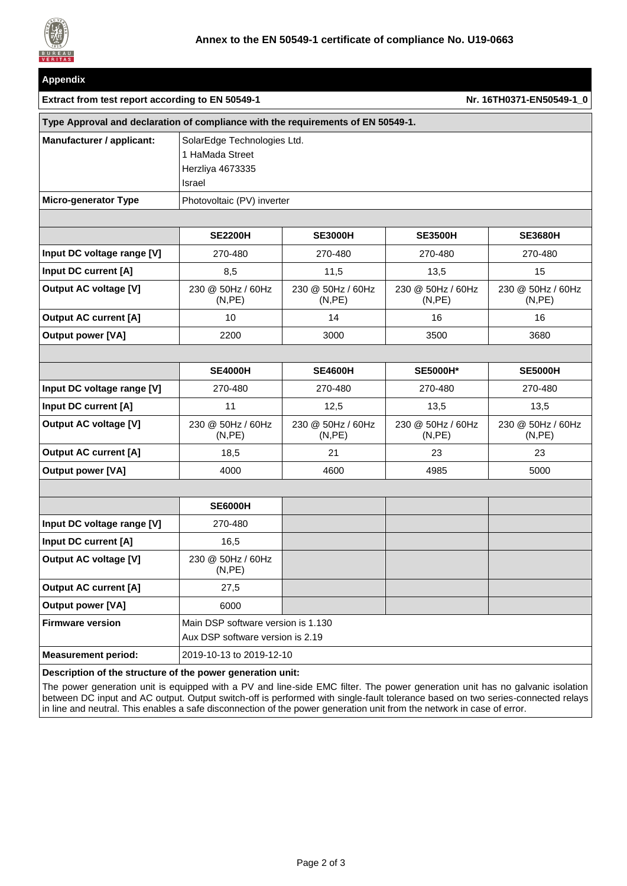## Annex to the EN 50549-1 certificate of compliance No. U19-0663

### Appendix

**Extract from test report according to EN 50549-1** — **Nr. 16TH0371-EN50549-1_0**

**Type Approval and declaration of compliance with the requirements of EN 50549-1.**

| | |
|---|---|
| **Manufacturer / applicant:** | SolarEdge Technologies Ltd.<br>1 HaMada Street<br>Herzliya 4673335<br>Israel |
| **Micro-generator Type** | Photovoltaic (PV) inverter |

| | **SE2200H** | **SE3000H** | **SE3500H** | **SE3680H** |
|---|---|---|---|---|
| **Input DC voltage range [V]** | 270-480 | 270-480 | 270-480 | 270-480 |
| **Input DC current [A]** | 8,5 | 11,5 | 13,5 | 15 |
| **Output AC voltage [V]** | 230 @ 50Hz / 60Hz (N,PE) | 230 @ 50Hz / 60Hz (N,PE) | 230 @ 50Hz / 60Hz (N,PE) | 230 @ 50Hz / 60Hz (N,PE) |
| **Output AC current [A]** | 10 | 14 | 16 | 16 |
| **Output power [VA]** | 2200 | 3000 | 3500 | 3680 |

| | **SE4000H** | **SE4600H** | **SE5000H*** | **SE5000H** |
|---|---|---|---|---|
| **Input DC voltage range [V]** | 270-480 | 270-480 | 270-480 | 270-480 |
| **Input DC current [A]** | 11 | 12,5 | 13,5 | 13,5 |
| **Output AC voltage [V]** | 230 @ 50Hz / 60Hz (N,PE) | 230 @ 50Hz / 60Hz (N,PE) | 230 @ 50Hz / 60Hz (N,PE) | 230 @ 50Hz / 60Hz (N,PE) |
| **Output AC current [A]** | 18,5 | 21 | 23 | 23 |
| **Output power [VA]** | 4000 | 4600 | 4985 | 5000 |

| | **SE6000H** | | | |
|---|---|---|---|---|
| **Input DC voltage range [V]** | 270-480 | | | |
| **Input DC current [A]** | 16,5 | | | |
| **Output AC voltage [V]** | 230 @ 50Hz / 60Hz (N,PE) | | | |
| **Output AC current [A]** | 27,5 | | | |
| **Output power [VA]** | 6000 | | | |
| **Firmware version** | Main DSP software version is 1.130<br>Aux DSP software version is 2.19 | | | |
| **Measurement period:** | 2019-10-13 to 2019-12-10 | | | |

**Description of the structure of the power generation unit:**

The power generation unit is equipped with a PV and line-side EMC filter. The power generation unit has no galvanic isolation between DC input and AC output. Output switch-off is performed with single-fault tolerance based on two series-connected relays in line and neutral. This enables a safe disconnection of the power generation unit from the network in case of error.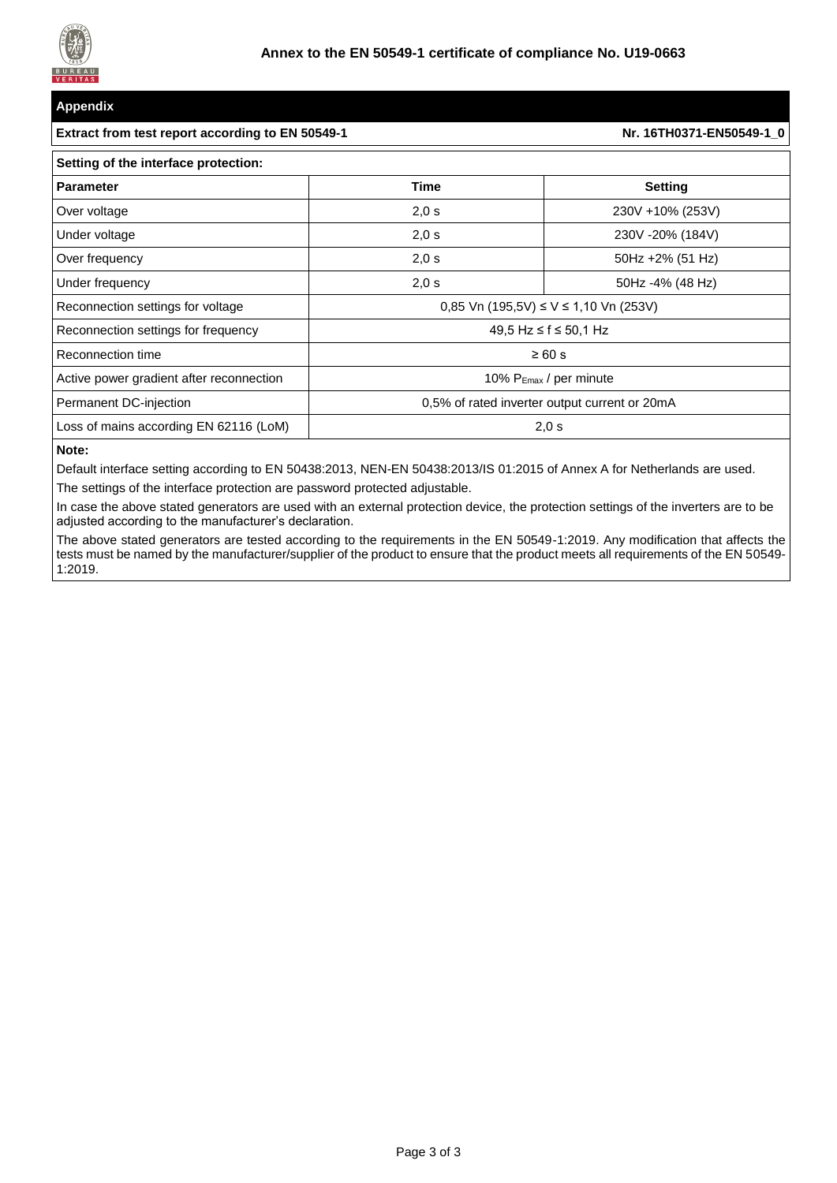## Annex to the EN 50549-1 certificate of compliance No. U19-0663

### Appendix

**Extract from test report according to EN 50549-1** — **Nr. 16TH0371-EN50549-1_0**

**Setting of the interface protection:**

| Parameter | Time | Setting |
|---|---|---|
| Over voltage | 2,0 s | 230V +10% (253V) |
| Under voltage | 2,0 s | 230V -20% (184V) |
| Over frequency | 2,0 s | 50Hz +2% (51 Hz) |
| Under frequency | 2,0 s | 50Hz -4% (48 Hz) |
| Reconnection settings for voltage | 0,85 Vn (195,5V) ≤ V ≤ 1,10 Vn (253V) | |
| Reconnection settings for frequency | 49,5 Hz ≤ f ≤ 50,1 Hz | |
| Reconnection time | ≥ 60 s | |
| Active power gradient after reconnection | 10% $P_{Emax}$ / per minute | |
| Permanent DC-injection | 0,5% of rated inverter output current or 20mA | |
| Loss of mains according EN 62116 (LoM) | 2,0 s | |

**Note:**

Default interface setting according to EN 50438:2013, NEN-EN 50438:2013/IS 01:2015 of Annex A for Netherlands are used.

The settings of the interface protection are password protected adjustable.

In case the above stated generators are used with an external protection device, the protection settings of the inverters are to be adjusted according to the manufacturer's declaration.

The above stated generators are tested according to the requirements in the EN 50549-1:2019. Any modification that affects the tests must be named by the manufacturer/supplier of the product to ensure that the product meets all requirements of the EN 50549-1:2019.